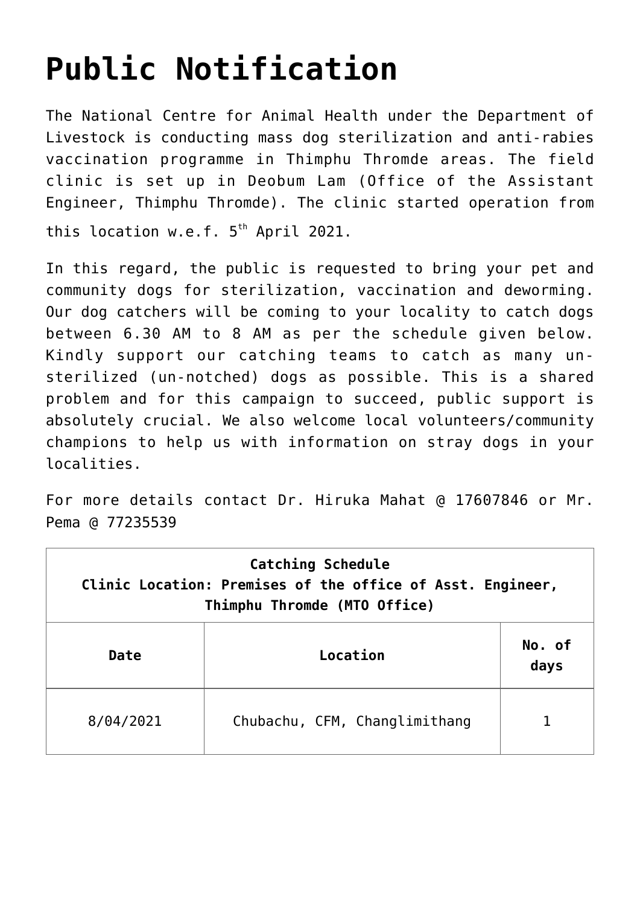# Public Notification

The National Centre for Animal Health under the Department of Livestock is conducting mass dog sterilization and anti-rabies vaccination programme in Thimphu Thromde areas. The field clinic is set up in Deobum Lam (Office of the Assistant Engineer, Thimphu Thromde). The clinic started operation from this location w.e.f. 5th April 2021.

In this regard, the public is requested to bring your pet and community dogs for sterilization, vaccination and deworming. Our dog catchers will be coming to your locality to catch dogs between 6.30 AM to 8 AM as per the schedule given below. Kindly support our catching teams to catch as many un-sterilized (un-notched) dogs as possible. This is a shared problem and for this campaign to succeed, public support is absolutely crucial. We also welcome local volunteers/community champions to help us with information on stray dogs in your localities.

For more details contact Dr. Hiruka Mahat @ 17607846 or Mr. Pema @ 77235539

| **Catching Schedule<br>Clinic Location: Premises of the office of Asst. Engineer, Thimphu Thromde (MTO Office)** | | |
|---|---|---|
| **Date** | **Location** | **No. of days** |
| 8/04/2021 | Chubachu, CFM, Changlimithang | 1 |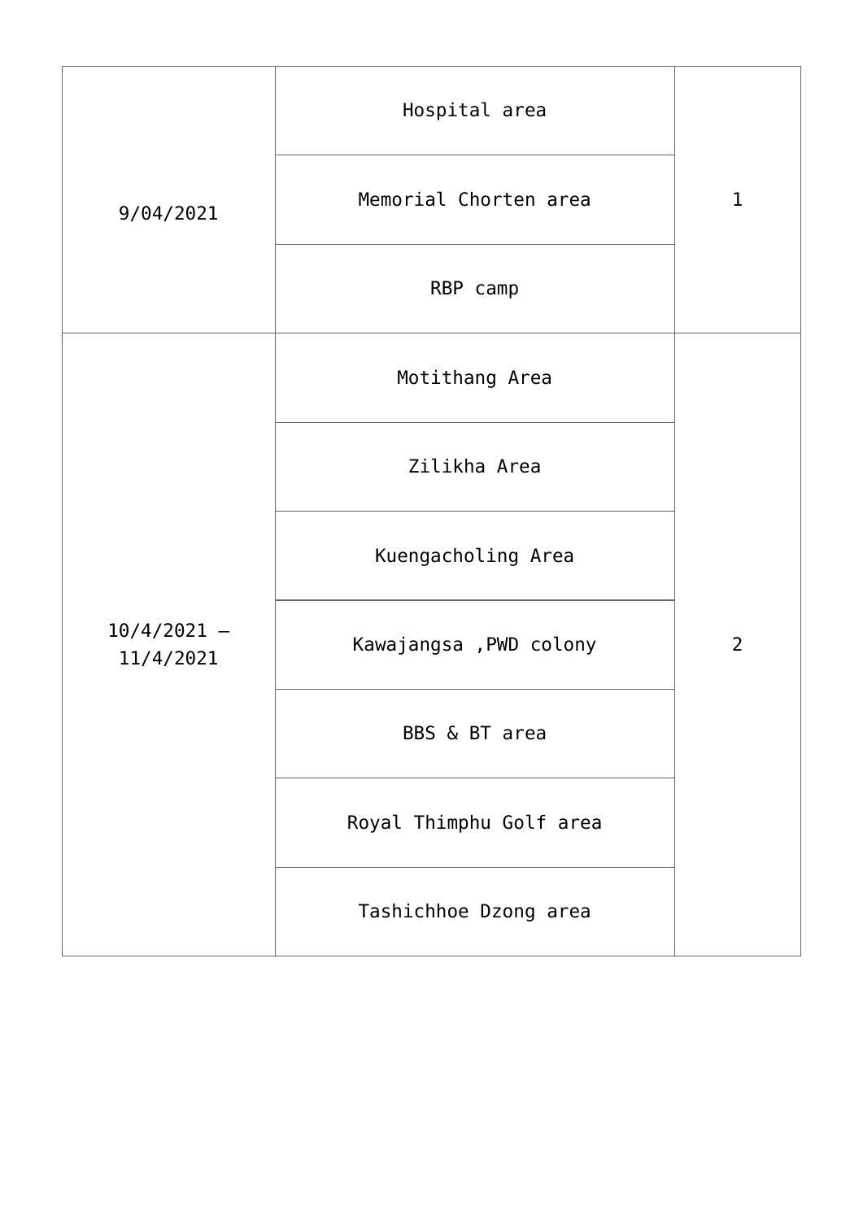| | | |
|---|---|---|
| 9/04/2021 | Hospital area | 1 |
| | Memorial Chorten area | |
| | RBP camp | |
| 10/4/2021 – 11/4/2021 | Motithang Area | 2 |
| | Zilikha Area | |
| | Kuengacholing Area | |
| | Kawajangsa ,PWD colony | |
| | BBS & BT area | |
| | Royal Thimphu Golf area | |
| | Tashichhoe Dzong area | |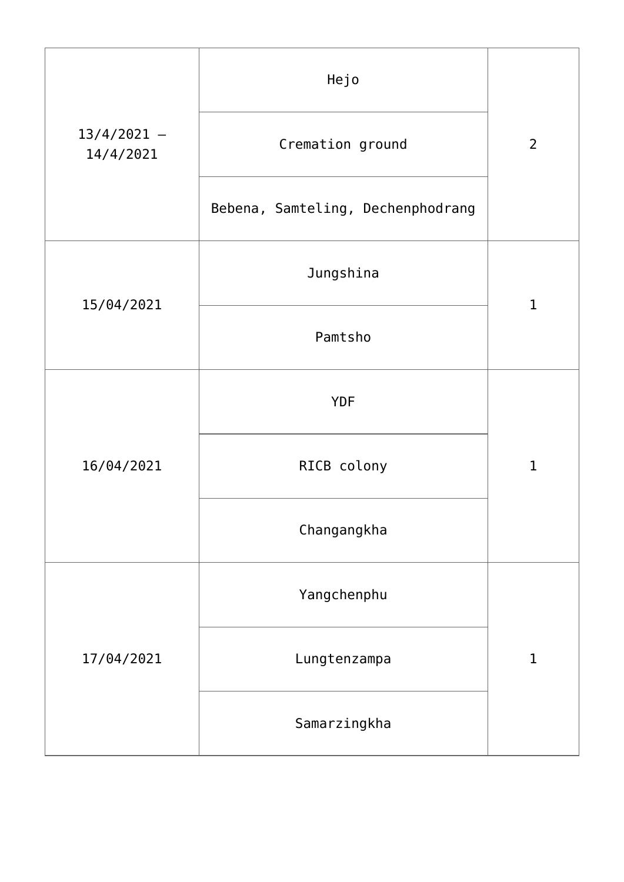| | | |
|---|---|---|
| 13/4/2021 – 14/4/2021 | Hejo | 2 |
| | Cremation ground | |
| | Bebena, Samteling, Dechenphodrang | |
| 15/04/2021 | Jungshina | 1 |
| | Pamtsho | |
| 16/04/2021 | YDF | 1 |
| | RICB colony | |
| | Changangkha | |
| 17/04/2021 | Yangchenphu | 1 |
| | Lungtenzampa | |
| | Samarzingkha | |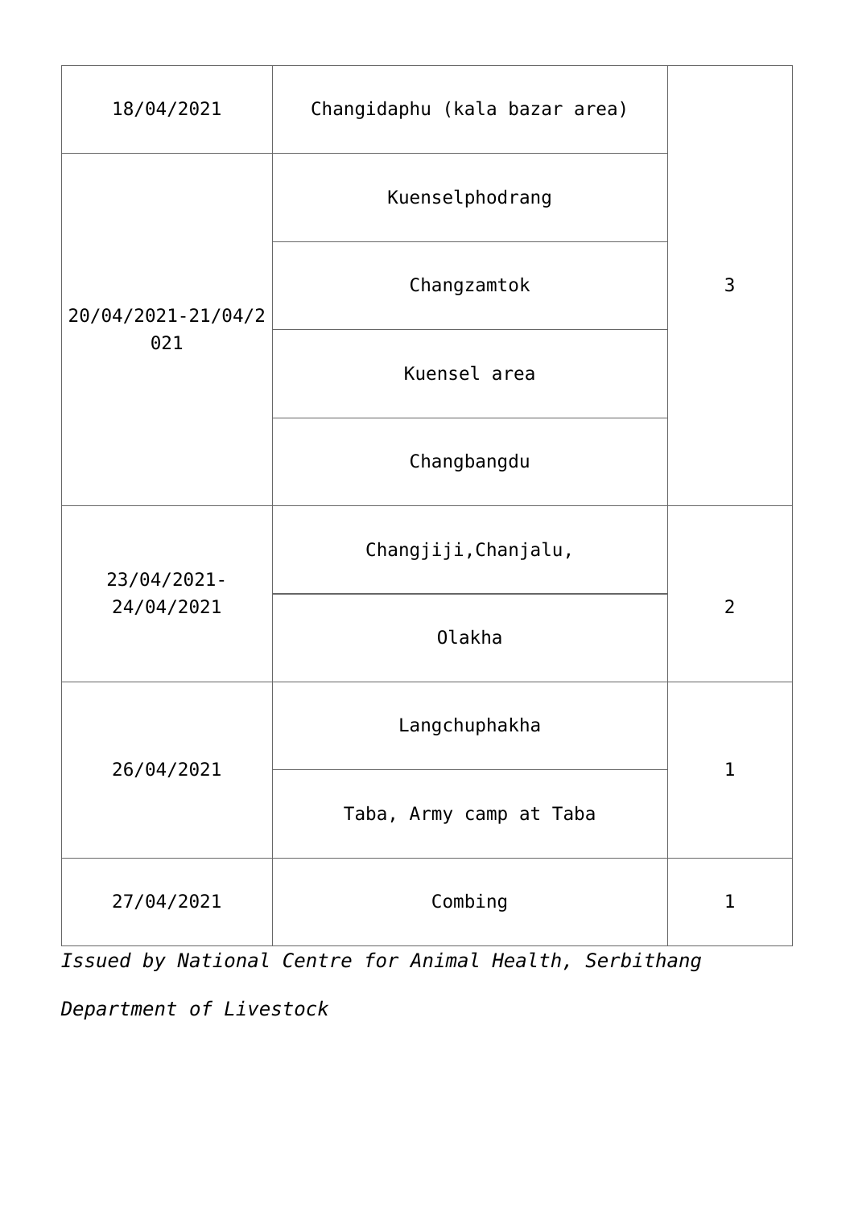| | | |
|---|---|---|
| 18/04/2021 | Changidaphu (kala bazar area) | 3 |
| 20/04/2021-21/04/2021 | Kuenselphodrang | |
| | Changzamtok | |
| | Kuensel area | |
| | Changbangdu | |
| 23/04/2021-24/04/2021 | Changjiji,Chanjalu, | 2 |
| | Olakha | |
| 26/04/2021 | Langchuphakha | 1 |
| | Taba, Army camp at Taba | |
| 27/04/2021 | Combing | 1 |

*Issued by National Centre for Animal Health, Serbithang*

*Department of Livestock*